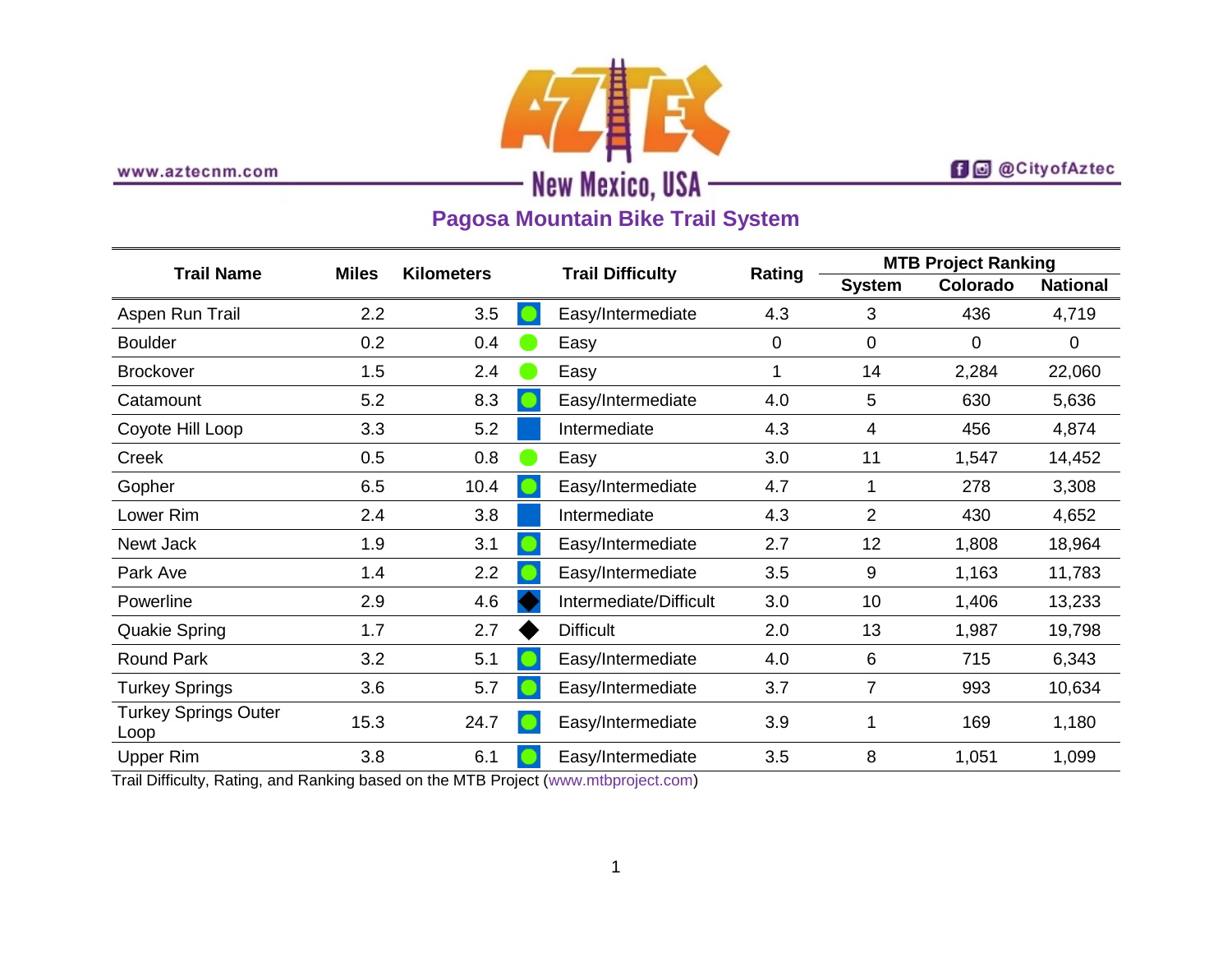www.aztecnm.com

AZTEC New Mexico, USA

@CityofAztec

## Pagosa Mountain Bike Trail System

| Trail Name | Miles | Kilometers | Trail Difficulty | Rating | MTB Project Ranking | | |
|---|---|---|---|---|---|---|---|
| | | | | | System | Colorado | National |
| Aspen Run Trail | 2.2 | 3.5 | Easy/Intermediate | 4.3 | 3 | 436 | 4,719 |
| Boulder | 0.2 | 0.4 | Easy | 0 | 0 | 0 | 0 |
| Brockover | 1.5 | 2.4 | Easy | 1 | 14 | 2,284 | 22,060 |
| Catamount | 5.2 | 8.3 | Easy/Intermediate | 4.0 | 5 | 630 | 5,636 |
| Coyote Hill Loop | 3.3 | 5.2 | Intermediate | 4.3 | 4 | 456 | 4,874 |
| Creek | 0.5 | 0.8 | Easy | 3.0 | 11 | 1,547 | 14,452 |
| Gopher | 6.5 | 10.4 | Easy/Intermediate | 4.7 | 1 | 278 | 3,308 |
| Lower Rim | 2.4 | 3.8 | Intermediate | 4.3 | 2 | 430 | 4,652 |
| Newt Jack | 1.9 | 3.1 | Easy/Intermediate | 2.7 | 12 | 1,808 | 18,964 |
| Park Ave | 1.4 | 2.2 | Easy/Intermediate | 3.5 | 9 | 1,163 | 11,783 |
| Powerline | 2.9 | 4.6 | Intermediate/Difficult | 3.0 | 10 | 1,406 | 13,233 |
| Quakie Spring | 1.7 | 2.7 | Difficult | 2.0 | 13 | 1,987 | 19,798 |
| Round Park | 3.2 | 5.1 | Easy/Intermediate | 4.0 | 6 | 715 | 6,343 |
| Turkey Springs | 3.6 | 5.7 | Easy/Intermediate | 3.7 | 7 | 993 | 10,634 |
| Turkey Springs Outer Loop | 15.3 | 24.7 | Easy/Intermediate | 3.9 | 1 | 169 | 1,180 |
| Upper Rim | 3.8 | 6.1 | Easy/Intermediate | 3.5 | 8 | 1,051 | 1,099 |

Trail Difficulty, Rating, and Ranking based on the MTB Project (www.mtbproject.com)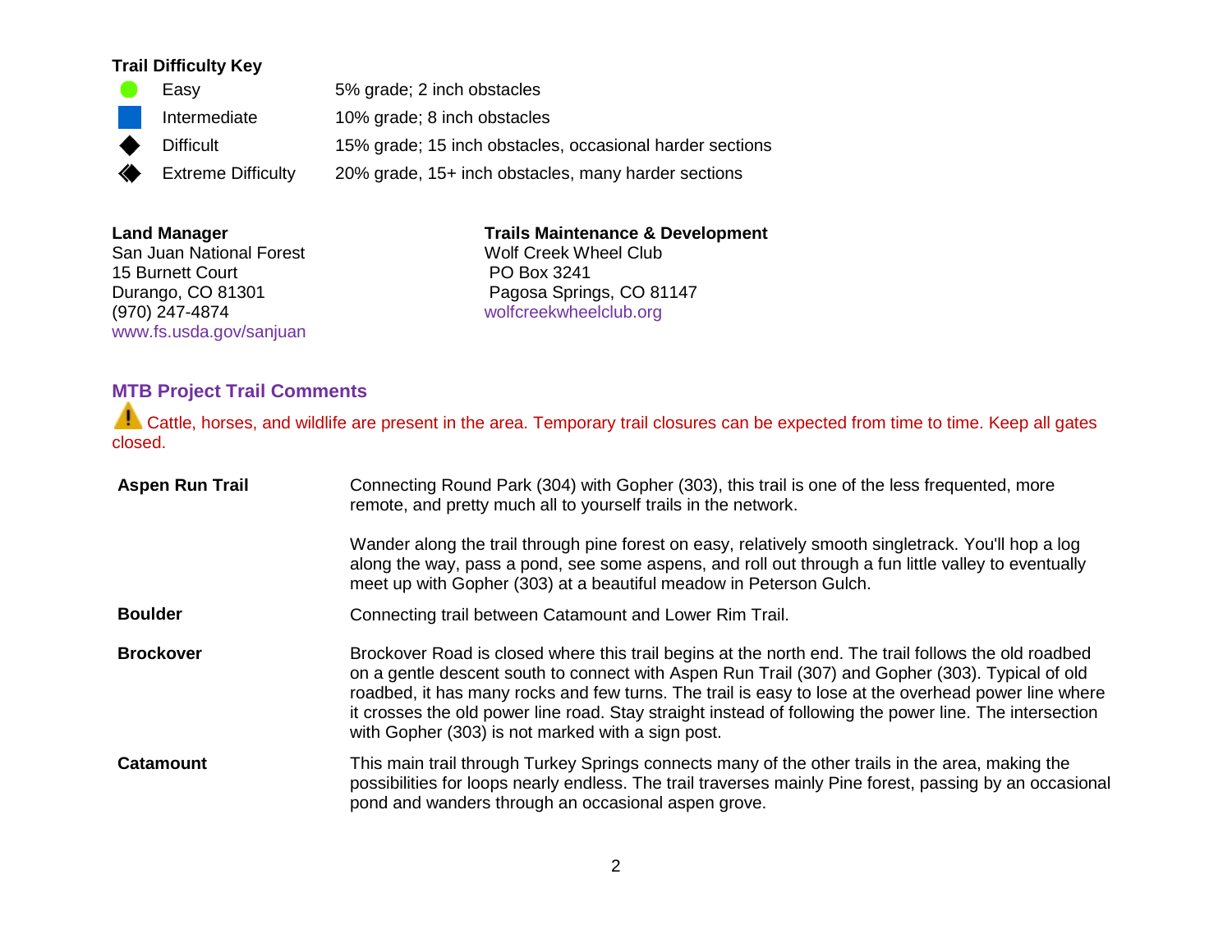**Trail Difficulty Key**

| Symbol | Difficulty | Description |
|---|---|---|
| ● | Easy | 5% grade; 2 inch obstacles |
| ■ | Intermediate | 10% grade; 8 inch obstacles |
| ◆ | Difficult | 15% grade; 15 inch obstacles, occasional harder sections |
| ◆◆ | Extreme Difficulty | 20% grade, 15+ inch obstacles, many harder sections |

**Land Manager**
San Juan National Forest
15 Burnett Court
Durango, CO 81301
(970) 247-4874
www.fs.usda.gov/sanjuan

**Trails Maintenance & Development**
Wolf Creek Wheel Club
PO Box 3241
Pagosa Springs, CO 81147
wolfcreekwheelclub.org

## MTB Project Trail Comments

⚠ Cattle, horses, and wildlife are present in the area. Temporary trail closures can be expected from time to time. Keep all gates closed.

**Aspen Run Trail**

Connecting Round Park (304) with Gopher (303), this trail is one of the less frequented, more remote, and pretty much all to yourself trails in the network.

Wander along the trail through pine forest on easy, relatively smooth singletrack. You'll hop a log along the way, pass a pond, see some aspens, and roll out through a fun little valley to eventually meet up with Gopher (303) at a beautiful meadow in Peterson Gulch.

**Boulder**

Connecting trail between Catamount and Lower Rim Trail.

**Brockover**

Brockover Road is closed where this trail begins at the north end. The trail follows the old roadbed on a gentle descent south to connect with Aspen Run Trail (307) and Gopher (303). Typical of old roadbed, it has many rocks and few turns. The trail is easy to lose at the overhead power line where it crosses the old power line road. Stay straight instead of following the power line. The intersection with Gopher (303) is not marked with a sign post.

**Catamount**

This main trail through Turkey Springs connects many of the other trails in the area, making the possibilities for loops nearly endless. The trail traverses mainly Pine forest, passing by an occasional pond and wanders through an occasional aspen grove.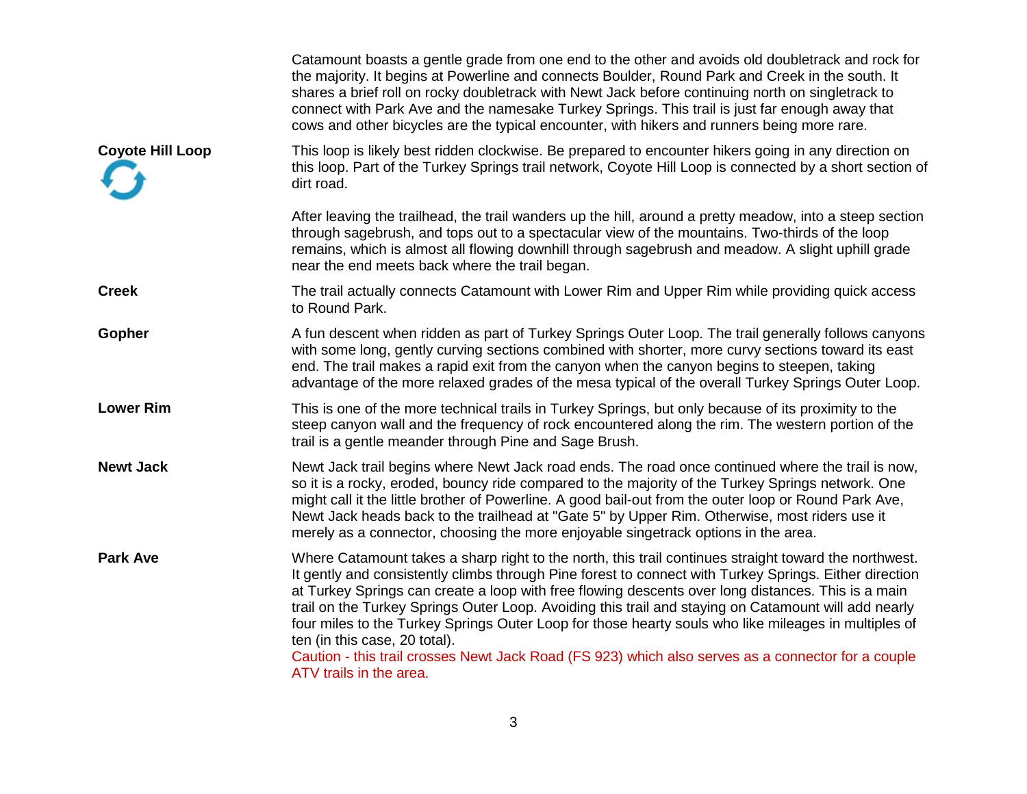Catamount boasts a gentle grade from one end to the other and avoids old doubletrack and rock for the majority. It begins at Powerline and connects Boulder, Round Park and Creek in the south. It shares a brief roll on rocky doubletrack with Newt Jack before continuing north on singletrack to connect with Park Ave and the namesake Turkey Springs. This trail is just far enough away that cows and other bicycles are the typical encounter, with hikers and runners being more rare.

**Coyote Hill Loop**

This loop is likely best ridden clockwise. Be prepared to encounter hikers going in any direction on this loop. Part of the Turkey Springs trail network, Coyote Hill Loop is connected by a short section of dirt road.

After leaving the trailhead, the trail wanders up the hill, around a pretty meadow, into a steep section through sagebrush, and tops out to a spectacular view of the mountains. Two-thirds of the loop remains, which is almost all flowing downhill through sagebrush and meadow. A slight uphill grade near the end meets back where the trail began.

**Creek**

The trail actually connects Catamount with Lower Rim and Upper Rim while providing quick access to Round Park.

**Gopher**

A fun descent when ridden as part of Turkey Springs Outer Loop. The trail generally follows canyons with some long, gently curving sections combined with shorter, more curvy sections toward its east end. The trail makes a rapid exit from the canyon when the canyon begins to steepen, taking advantage of the more relaxed grades of the mesa typical of the overall Turkey Springs Outer Loop.

**Lower Rim**

This is one of the more technical trails in Turkey Springs, but only because of its proximity to the steep canyon wall and the frequency of rock encountered along the rim. The western portion of the trail is a gentle meander through Pine and Sage Brush.

**Newt Jack**

Newt Jack trail begins where Newt Jack road ends. The road once continued where the trail is now, so it is a rocky, eroded, bouncy ride compared to the majority of the Turkey Springs network. One might call it the little brother of Powerline. A good bail-out from the outer loop or Round Park Ave, Newt Jack heads back to the trailhead at "Gate 5" by Upper Rim. Otherwise, most riders use it merely as a connector, choosing the more enjoyable singetrack options in the area.

**Park Ave**

Where Catamount takes a sharp right to the north, this trail continues straight toward the northwest. It gently and consistently climbs through Pine forest to connect with Turkey Springs. Either direction at Turkey Springs can create a loop with free flowing descents over long distances. This is a main trail on the Turkey Springs Outer Loop. Avoiding this trail and staying on Catamount will add nearly four miles to the Turkey Springs Outer Loop for those hearty souls who like mileages in multiples of ten (in this case, 20 total).

Caution - this trail crosses Newt Jack Road (FS 923) which also serves as a connector for a couple ATV trails in the area.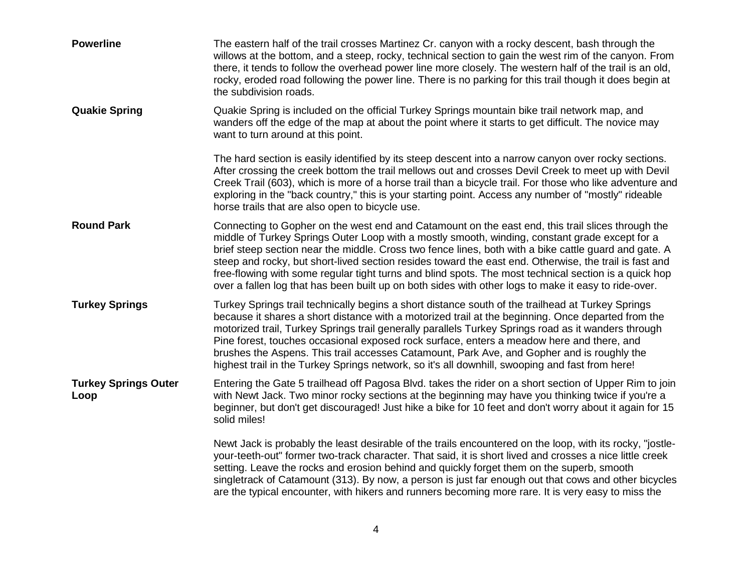**Powerline**

The eastern half of the trail crosses Martinez Cr. canyon with a rocky descent, bash through the willows at the bottom, and a steep, rocky, technical section to gain the west rim of the canyon. From there, it tends to follow the overhead power line more closely. The western half of the trail is an old, rocky, eroded road following the power line. There is no parking for this trail though it does begin at the subdivision roads.

**Quakie Spring**

Quakie Spring is included on the official Turkey Springs mountain bike trail network map, and wanders off the edge of the map at about the point where it starts to get difficult. The novice may want to turn around at this point.

The hard section is easily identified by its steep descent into a narrow canyon over rocky sections. After crossing the creek bottom the trail mellows out and crosses Devil Creek to meet up with Devil Creek Trail (603), which is more of a horse trail than a bicycle trail. For those who like adventure and exploring in the "back country," this is your starting point. Access any number of "mostly" rideable horse trails that are also open to bicycle use.

**Round Park**

Connecting to Gopher on the west end and Catamount on the east end, this trail slices through the middle of Turkey Springs Outer Loop with a mostly smooth, winding, constant grade except for a brief steep section near the middle. Cross two fence lines, both with a bike cattle guard and gate. A steep and rocky, but short-lived section resides toward the east end. Otherwise, the trail is fast and free-flowing with some regular tight turns and blind spots. The most technical section is a quick hop over a fallen log that has been built up on both sides with other logs to make it easy to ride-over.

**Turkey Springs**

Turkey Springs trail technically begins a short distance south of the trailhead at Turkey Springs because it shares a short distance with a motorized trail at the beginning. Once departed from the motorized trail, Turkey Springs trail generally parallels Turkey Springs road as it wanders through Pine forest, touches occasional exposed rock surface, enters a meadow here and there, and brushes the Aspens. This trail accesses Catamount, Park Ave, and Gopher and is roughly the highest trail in the Turkey Springs network, so it's all downhill, swooping and fast from here!

**Turkey Springs Outer Loop**

Entering the Gate 5 trailhead off Pagosa Blvd. takes the rider on a short section of Upper Rim to join with Newt Jack. Two minor rocky sections at the beginning may have you thinking twice if you're a beginner, but don't get discouraged! Just hike a bike for 10 feet and don't worry about it again for 15 solid miles!

Newt Jack is probably the least desirable of the trails encountered on the loop, with its rocky, "jostle-your-teeth-out" former two-track character. That said, it is short lived and crosses a nice little creek setting. Leave the rocks and erosion behind and quickly forget them on the superb, smooth singletrack of Catamount (313). By now, a person is just far enough out that cows and other bicycles are the typical encounter, with hikers and runners becoming more rare. It is very easy to miss the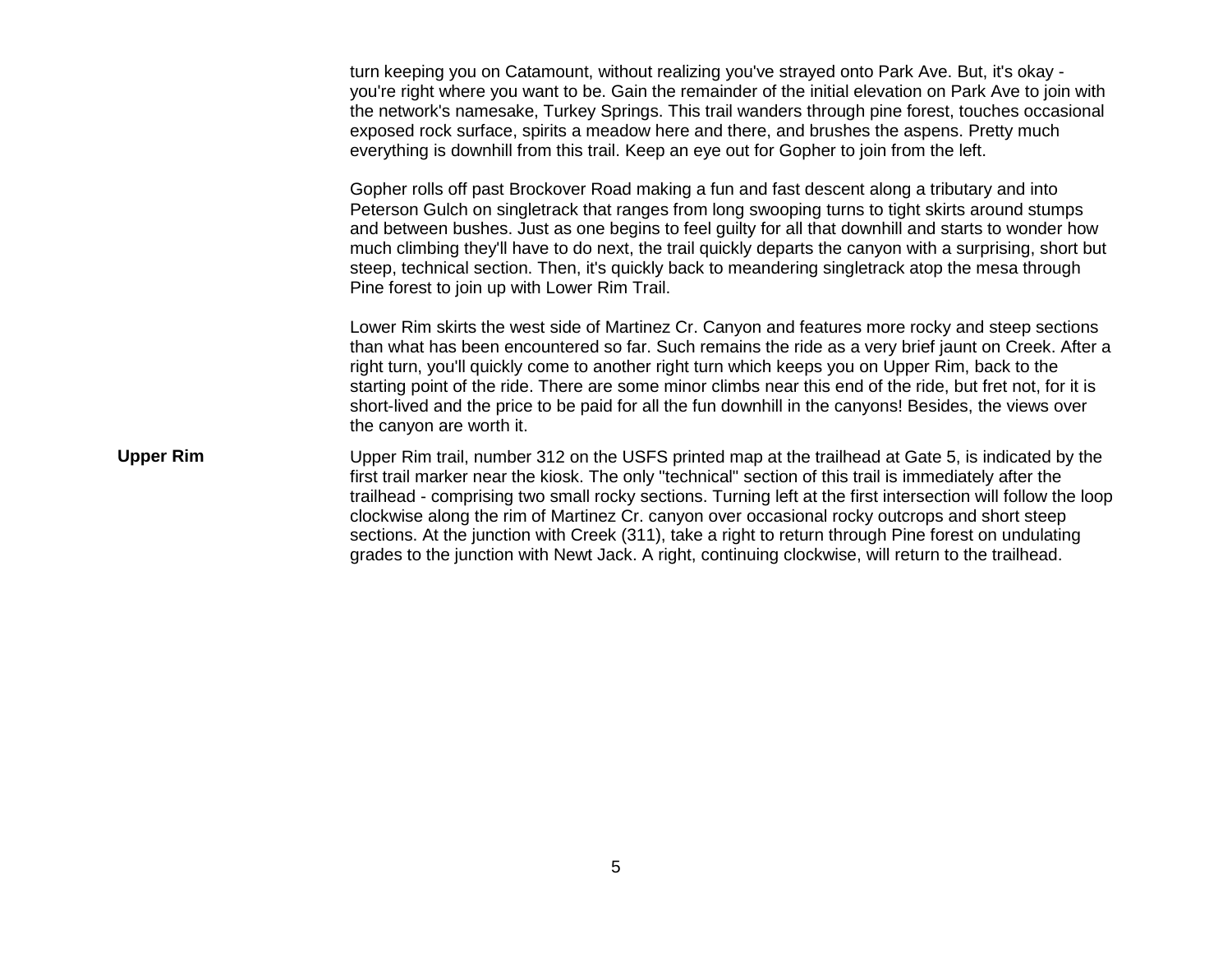turn keeping you on Catamount, without realizing you've strayed onto Park Ave. But, it's okay - you're right where you want to be. Gain the remainder of the initial elevation on Park Ave to join with the network's namesake, Turkey Springs. This trail wanders through pine forest, touches occasional exposed rock surface, spirits a meadow here and there, and brushes the aspens. Pretty much everything is downhill from this trail. Keep an eye out for Gopher to join from the left.

Gopher rolls off past Brockover Road making a fun and fast descent along a tributary and into Peterson Gulch on singletrack that ranges from long swooping turns to tight skirts around stumps and between bushes. Just as one begins to feel guilty for all that downhill and starts to wonder how much climbing they'll have to do next, the trail quickly departs the canyon with a surprising, short but steep, technical section. Then, it's quickly back to meandering singletrack atop the mesa through Pine forest to join up with Lower Rim Trail.

Lower Rim skirts the west side of Martinez Cr. Canyon and features more rocky and steep sections than what has been encountered so far. Such remains the ride as a very brief jaunt on Creek. After a right turn, you'll quickly come to another right turn which keeps you on Upper Rim, back to the starting point of the ride. There are some minor climbs near this end of the ride, but fret not, for it is short-lived and the price to be paid for all the fun downhill in the canyons! Besides, the views over the canyon are worth it.

**Upper Rim**

Upper Rim trail, number 312 on the USFS printed map at the trailhead at Gate 5, is indicated by the first trail marker near the kiosk. The only "technical" section of this trail is immediately after the trailhead - comprising two small rocky sections. Turning left at the first intersection will follow the loop clockwise along the rim of Martinez Cr. canyon over occasional rocky outcrops and short steep sections. At the junction with Creek (311), take a right to return through Pine forest on undulating grades to the junction with Newt Jack. A right, continuing clockwise, will return to the trailhead.